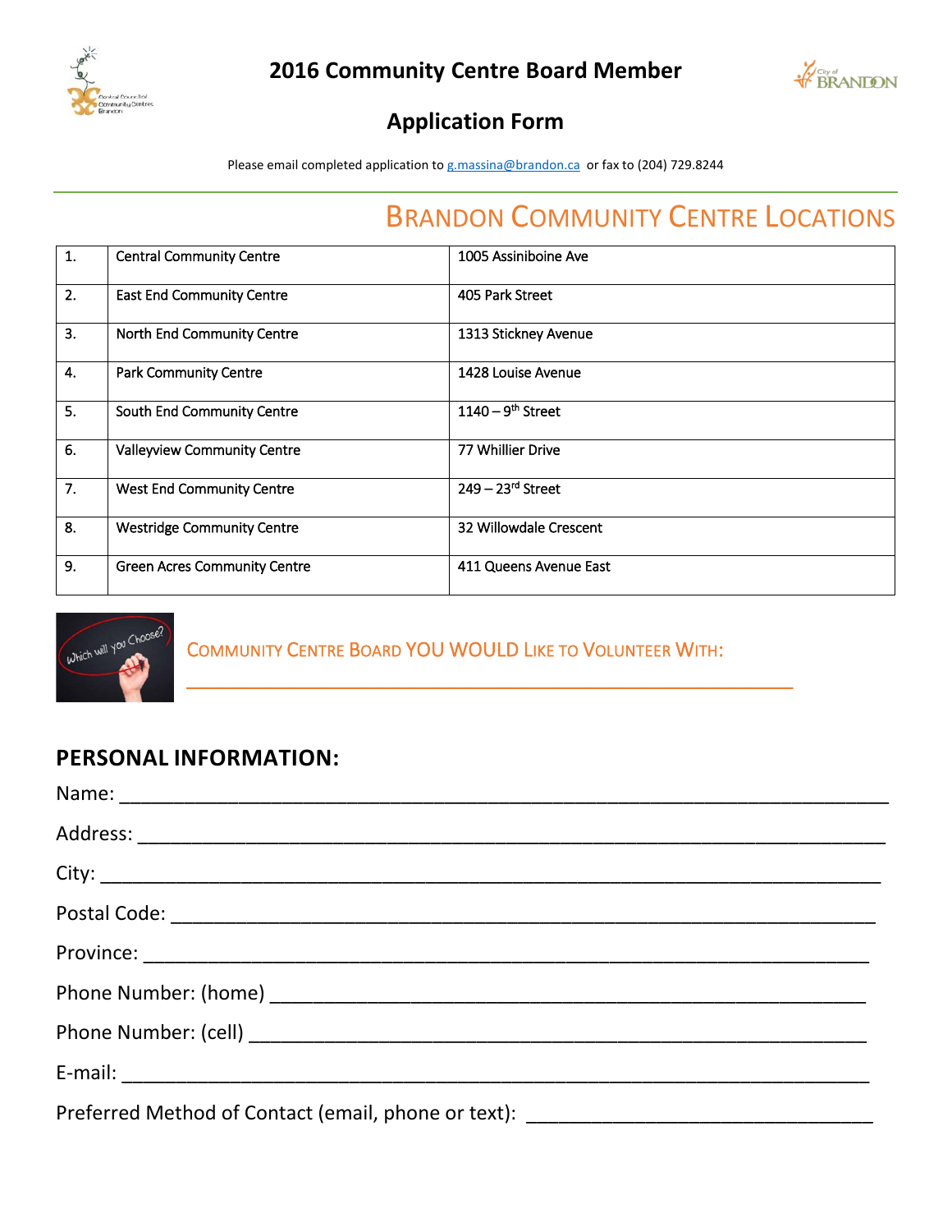# 2016 Community Centre Board Member

## Application Form

Please email completed application to g.massina@brandon.ca or fax to (204) 729.8244

## BRANDON COMMUNITY CENTRE LOCATIONS

| | | |
|---|---|---|
| 1. | Central Community Centre | 1005 Assiniboine Ave |
| 2. | East End Community Centre | 405 Park Street |
| 3. | North End Community Centre | 1313 Stickney Avenue |
| 4. | Park Community Centre | 1428 Louise Avenue |
| 5. | South End Community Centre | 1140 – 9th Street |
| 6. | Valleyview Community Centre | 77 Whillier Drive |
| 7. | West End Community Centre | 249 – 23rd Street |
| 8. | Westridge Community Centre | 32 Willowdale Crescent |
| 9. | Green Acres Community Centre | 411 Queens Avenue East |

COMMUNITY CENTRE BOARD YOU WOULD LIKE TO VOLUNTEER WITH:

______________________________________________

## PERSONAL INFORMATION:

Name: ______________________________________________

Address: ______________________________________________

City: ______________________________________________

Postal Code: ______________________________________________

Province: ______________________________________________

Phone Number: (home) ______________________________________________

Phone Number: (cell) ______________________________________________

E-mail: ______________________________________________

Preferred Method of Contact (email, phone or text): ______________________________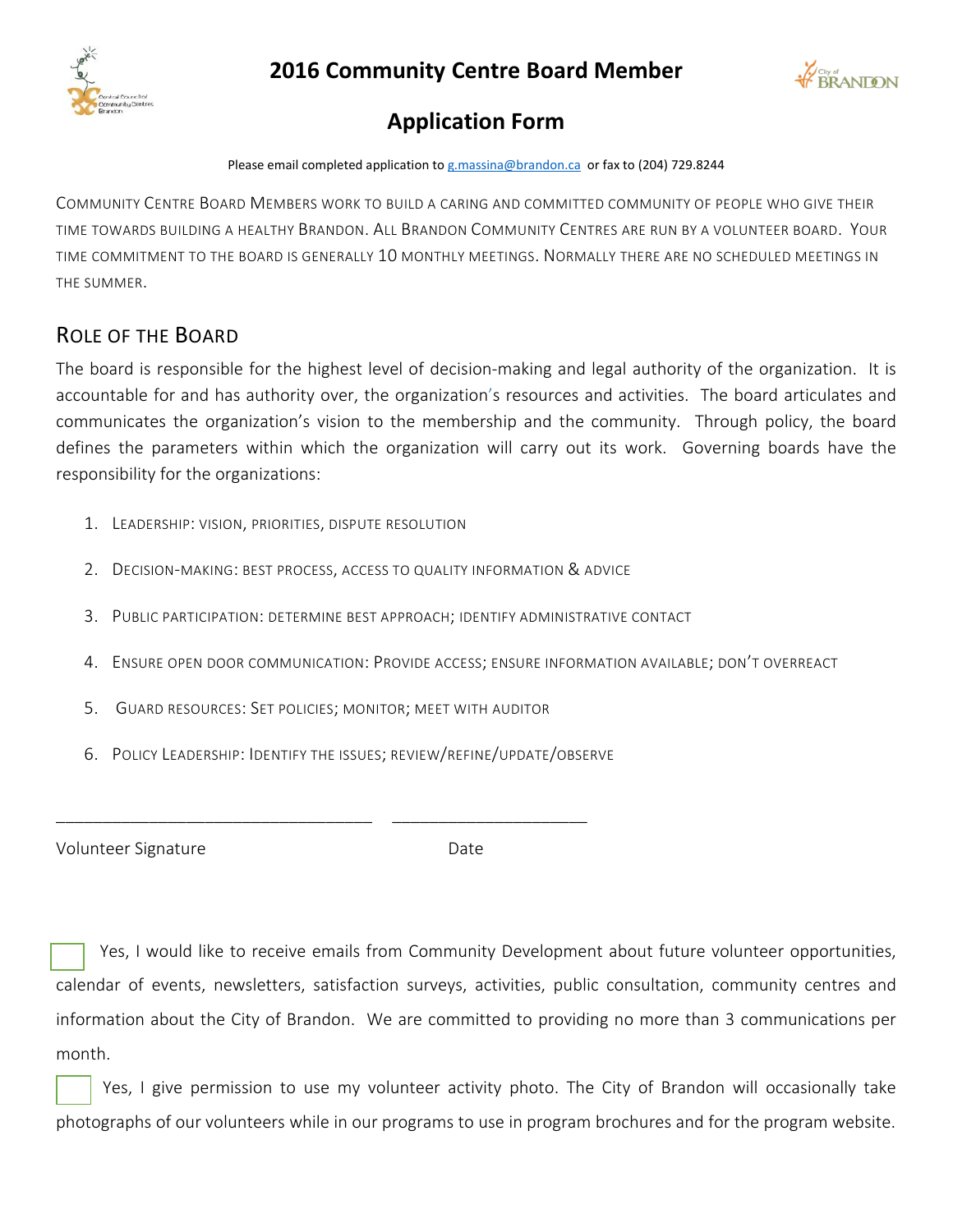# 2016 Community Centre Board Member

## Application Form

Please email completed application to g.massina@brandon.ca or fax to (204) 729.8244

COMMUNITY CENTRE BOARD MEMBERS WORK TO BUILD A CARING AND COMMITTED COMMUNITY OF PEOPLE WHO GIVE THEIR TIME TOWARDS BUILDING A HEALTHY BRANDON. ALL BRANDON COMMUNITY CENTRES ARE RUN BY A VOLUNTEER BOARD. YOUR TIME COMMITMENT TO THE BOARD IS GENERALLY 10 MONTHLY MEETINGS. NORMALLY THERE ARE NO SCHEDULED MEETINGS IN THE SUMMER.

## ROLE OF THE BOARD

The board is responsible for the highest level of decision-making and legal authority of the organization. It is accountable for and has authority over, the organization's resources and activities. The board articulates and communicates the organization's vision to the membership and the community. Through policy, the board defines the parameters within which the organization will carry out its work. Governing boards have the responsibility for the organizations:

1. LEADERSHIP: VISION, PRIORITIES, DISPUTE RESOLUTION
2. DECISION-MAKING: BEST PROCESS, ACCESS TO QUALITY INFORMATION & ADVICE
3. PUBLIC PARTICIPATION: DETERMINE BEST APPROACH; IDENTIFY ADMINISTRATIVE CONTACT
4. ENSURE OPEN DOOR COMMUNICATION: PROVIDE ACCESS; ENSURE INFORMATION AVAILABLE; DON'T OVERREACT
5. GUARD RESOURCES: SET POLICIES; MONITOR; MEET WITH AUDITOR
6. POLICY LEADERSHIP: IDENTIFY THE ISSUES; REVIEW/REFINE/UPDATE/OBSERVE

_______________________________ _____________________

Volunteer Signature Date

☐ Yes, I would like to receive emails from Community Development about future volunteer opportunities, calendar of events, newsletters, satisfaction surveys, activities, public consultation, community centres and information about the City of Brandon. We are committed to providing no more than 3 communications per month.

☐ Yes, I give permission to use my volunteer activity photo. The City of Brandon will occasionally take photographs of our volunteers while in our programs to use in program brochures and for the program website.